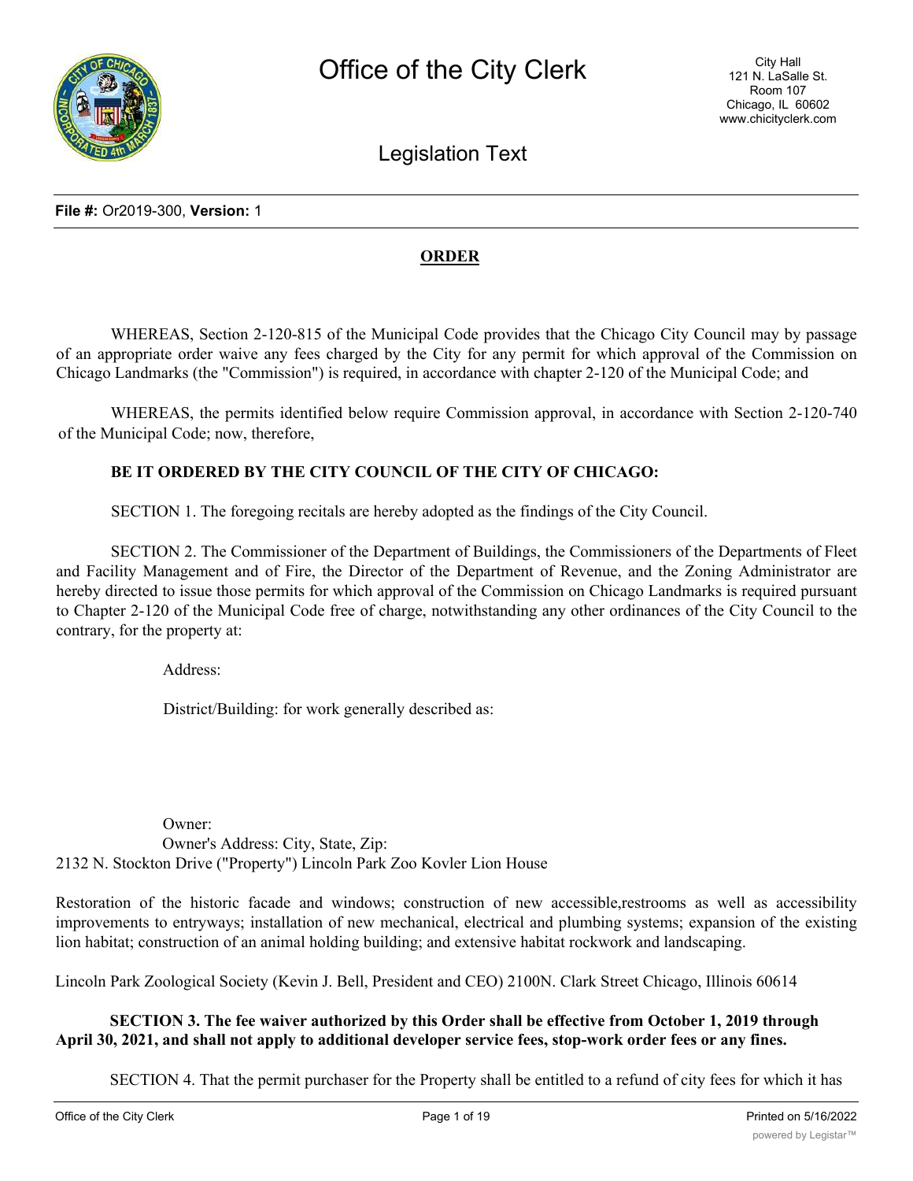# Office of the City Clerk

City Hall
121 N. LaSalle St.
Room 107
Chicago, IL 60602
www.chicityclerk.com

## Legislation Text

**File #:** Or2019-300, **Version:** 1

**ORDER**

WHEREAS, Section 2-120-815 of the Municipal Code provides that the Chicago City Council may by passage of an appropriate order waive any fees charged by the City for any permit for which approval of the Commission on Chicago Landmarks (the "Commission") is required, in accordance with chapter 2-120 of the Municipal Code; and

WHEREAS, the permits identified below require Commission approval, in accordance with Section 2-120-740 of the Municipal Code; now, therefore,

**BE IT ORDERED BY THE CITY COUNCIL OF THE CITY OF CHICAGO:**

SECTION 1. The foregoing recitals are hereby adopted as the findings of the City Council.

SECTION 2. The Commissioner of the Department of Buildings, the Commissioners of the Departments of Fleet and Facility Management and of Fire, the Director of the Department of Revenue, and the Zoning Administrator are hereby directed to issue those permits for which approval of the Commission on Chicago Landmarks is required pursuant to Chapter 2-120 of the Municipal Code free of charge, notwithstanding any other ordinances of the City Council to the contrary, for the property at:

Address:

District/Building: for work generally described as:

Owner:
Owner's Address: City, State, Zip:
2132 N. Stockton Drive ("Property") Lincoln Park Zoo Kovler Lion House

Restoration of the historic facade and windows; construction of new accessible,restrooms as well as accessibility improvements to entryways; installation of new mechanical, electrical and plumbing systems; expansion of the existing lion habitat; construction of an animal holding building; and extensive habitat rockwork and landscaping.

Lincoln Park Zoological Society (Kevin J. Bell, President and CEO) 2100N. Clark Street Chicago, Illinois 60614

**SECTION 3. The fee waiver authorized by this Order shall be effective from October 1, 2019 through April 30, 2021, and shall not apply to additional developer service fees, stop-work order fees or any fines.**

SECTION 4. That the permit purchaser for the Property shall be entitled to a refund of city fees for which it has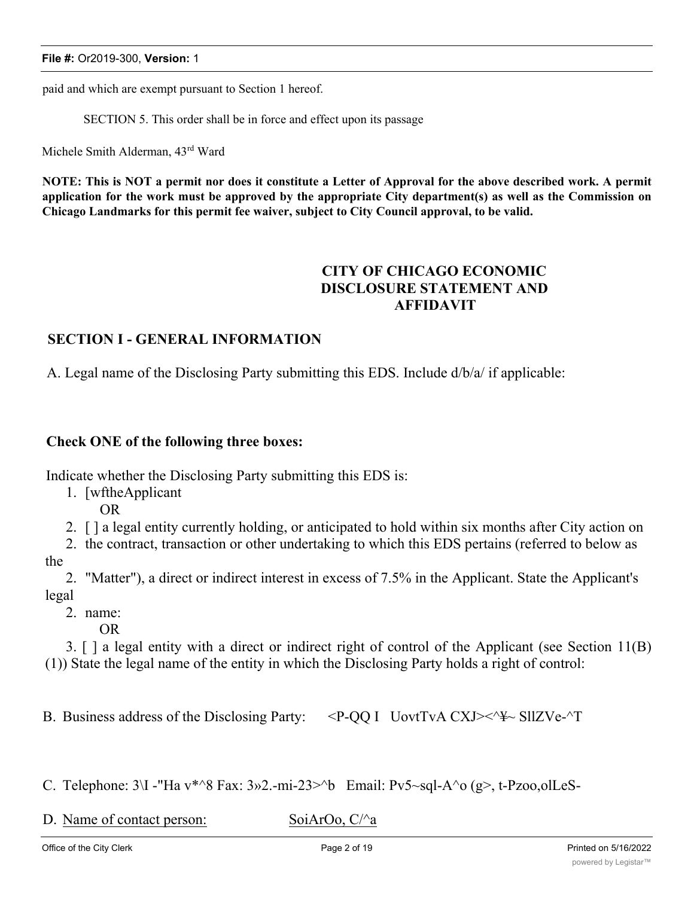paid and which are exempt pursuant to Section 1 hereof.

SECTION 5. This order shall be in force and effect upon its passage

Michele Smith Alderman, 43rd Ward

**NOTE: This is NOT a permit nor does it constitute a Letter of Approval for the above described work. A permit application for the work must be approved by the appropriate City department(s) as well as the Commission on Chicago Landmarks for this permit fee waiver, subject to City Council approval, to be valid.**

## CITY OF CHICAGO ECONOMIC DISCLOSURE STATEMENT AND AFFIDAVIT

### SECTION I - GENERAL INFORMATION

A. Legal name of the Disclosing Party submitting this EDS. Include d/b/a/ if applicable:

**Check ONE of the following three boxes:**

Indicate whether the Disclosing Party submitting this EDS is:

1. [wftheApplicant

   OR

2. [ ] a legal entity currently holding, or anticipated to hold within six months after City action on the contract, transaction or other undertaking to which this EDS pertains (referred to below as the "Matter"), a direct or indirect interest in excess of 7.5% in the Applicant. State the Applicant's legal name:

   OR

3. [ ] a legal entity with a direct or indirect right of control of the Applicant (see Section 11(B)(1)) State the legal name of the entity in which the Disclosing Party holds a right of control:

B. Business address of the Disclosing Party: <P-QQ I UovtTvA CXJ><^¥~ SllZVe-^T

C. Telephone: 3\I -"Ha v*^8 Fax: 3»2.-mi-23>^b Email: Pv5~sql-A^o (g>, t-Pzoo,olLeS-

D. Name of contact person: SoiArOo, C/^a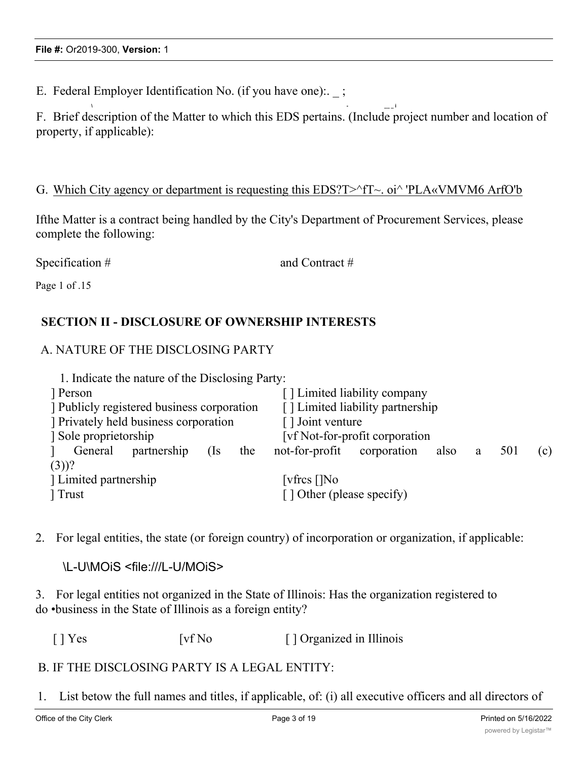E. Federal Employer Identification No. (if you have one):. _ ;

F. Brief description of the Matter to which this EDS pertains. (Include project number and location of property, if applicable):

G. Which City agency or department is requesting this EDS?T>^fT~. oi^ 'PLA«VMVM6 ArfO'b

Ifthe Matter is a contract being handled by the City's Department of Procurement Services, please complete the following:

Specification # and Contract #

Page 1 of .15

## SECTION II - DISCLOSURE OF OWNERSHIP INTERESTS

A. NATURE OF THE DISCLOSING PARTY

1. Indicate the nature of the Disclosing Party:

] Person

] Publicly registered business corporation

] Privately held business corporation

] Sole proprietorship

] General partnership

] Limited partnership

] Trust

[ ] Limited liability company

[ ] Limited liability partnership

[ ] Joint venture

[vf Not-for-profit corporation

(Is the not-for-profit corporation also a 501 (c)(3))?

[vfrcs []No

[ ] Other (please specify)

2. For legal entities, the state (or foreign country) of incorporation or organization, if applicable:

\L-U\MOiS <file:///L-U/MOiS>

3. For legal entities not organized in the State of Illinois: Has the organization registered to do •business in the State of Illinois as a foreign entity?

[ ] Yes [vf No [ ] Organized in Illinois

B. IF THE DISCLOSING PARTY IS A LEGAL ENTITY:

1. List betow the full names and titles, if applicable, of: (i) all executive officers and all directors of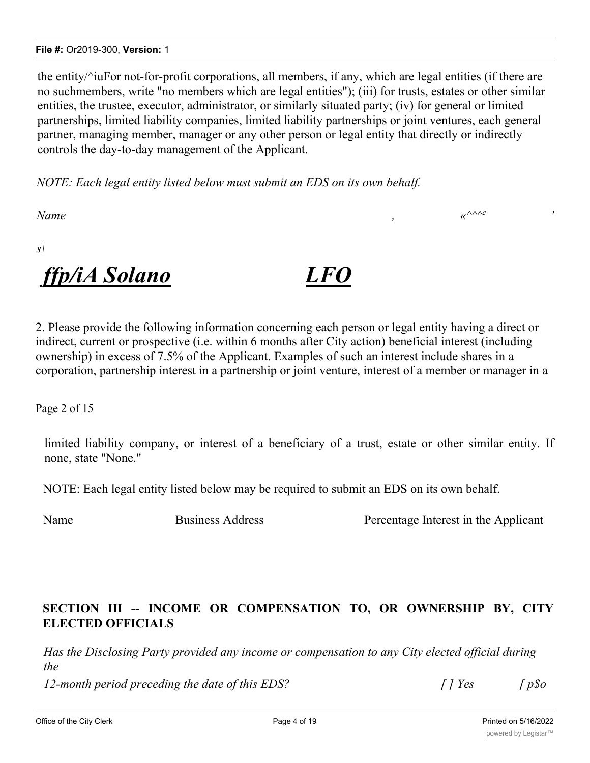the entity/^iuFor not-for-profit corporations, all members, if any, which are legal entities (if there are no suchmembers, write "no members which are legal entities"); (iii) for trusts, estates or other similar entities, the trustee, executor, administrator, or similarly situated party; (iv) for general or limited partnerships, limited liability companies, limited liability partnerships or joint ventures, each general partner, managing member, manager or any other person or legal entity that directly or indirectly controls the day-to-day management of the Applicant.

*NOTE: Each legal entity listed below must submit an EDS on its own behalf.*

*Name* , «^^^e '

*s\*

***ffp/iA Solano*** ***LFO***

2. Please provide the following information concerning each person or legal entity having a direct or indirect, current or prospective (i.e. within 6 months after City action) beneficial interest (including ownership) in excess of 7.5% of the Applicant. Examples of such an interest include shares in a corporation, partnership interest in a partnership or joint venture, interest of a member or manager in a

Page 2 of 15

limited liability company, or interest of a beneficiary of a trust, estate or other similar entity. If none, state "None."

NOTE: Each legal entity listed below may be required to submit an EDS on its own behalf.

Name Business Address Percentage Interest in the Applicant

## SECTION III -- INCOME OR COMPENSATION TO, OR OWNERSHIP BY, CITY ELECTED OFFICIALS

*Has the Disclosing Party provided any income or compensation to any City elected official during the*
*12-month period preceding the date of this EDS?* *[ ] Yes* *[ p$o*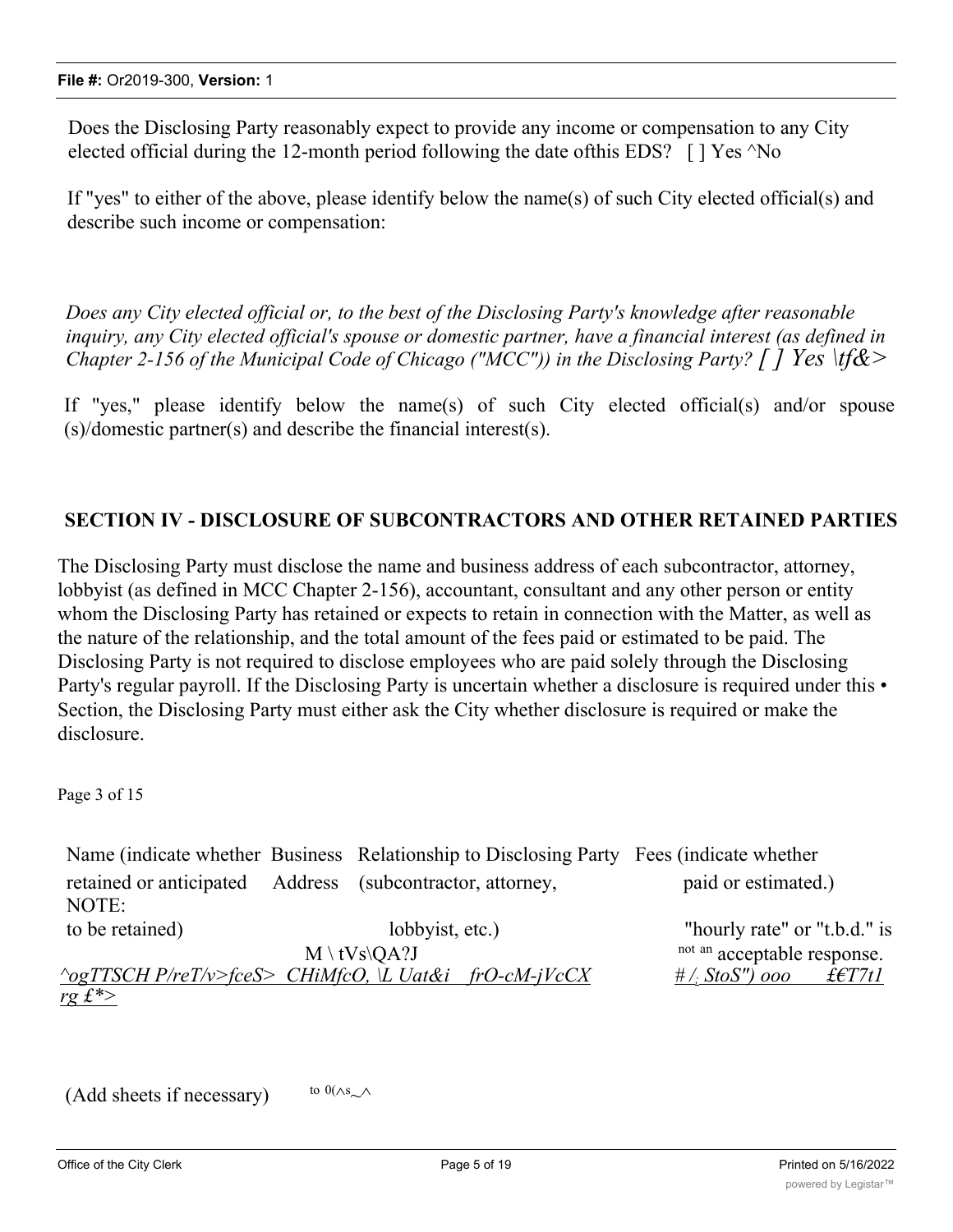Does the Disclosing Party reasonably expect to provide any income or compensation to any City elected official during the 12-month period following the date ofthis EDS? [ ] Yes ^No

If "yes" to either of the above, please identify below the name(s) of such City elected official(s) and describe such income or compensation:

*Does any City elected official or, to the best of the Disclosing Party's knowledge after reasonable inquiry, any City elected official's spouse or domestic partner, have a financial interest (as defined in Chapter 2-156 of the Municipal Code of Chicago ("MCC")) in the Disclosing Party? [ ] Yes \tf&>*

If "yes," please identify below the name(s) of such City elected official(s) and/or spouse (s)/domestic partner(s) and describe the financial interest(s).

## SECTION IV - DISCLOSURE OF SUBCONTRACTORS AND OTHER RETAINED PARTIES

The Disclosing Party must disclose the name and business address of each subcontractor, attorney, lobbyist (as defined in MCC Chapter 2-156), accountant, consultant and any other person or entity whom the Disclosing Party has retained or expects to retain in connection with the Matter, as well as the nature of the relationship, and the total amount of the fees paid or estimated to be paid. The Disclosing Party is not required to disclose employees who are paid solely through the Disclosing Party's regular payroll. If the Disclosing Party is uncertain whether a disclosure is required under this • Section, the Disclosing Party must either ask the City whether disclosure is required or make the disclosure.

| Name (indicate whether retained or anticipated to be retained) | Business Address | Relationship to Disclosing Party (subcontractor, attorney, lobbyist, etc.) | Fees (indicate whether paid or estimated.) NOTE: "hourly rate" or "t.b.d." is not an acceptable response. |
|---|---|---|---|
| *^ogTTSCH P/reT/v>fceS> rg £*>* | *CHiMfcO, \L* M \ tVs\QA?J | *Uat&i frO-cM-jVcCX* | *# /; StoS") ooo £€T7t1* |

(Add sheets if necessary) to 0(^s_^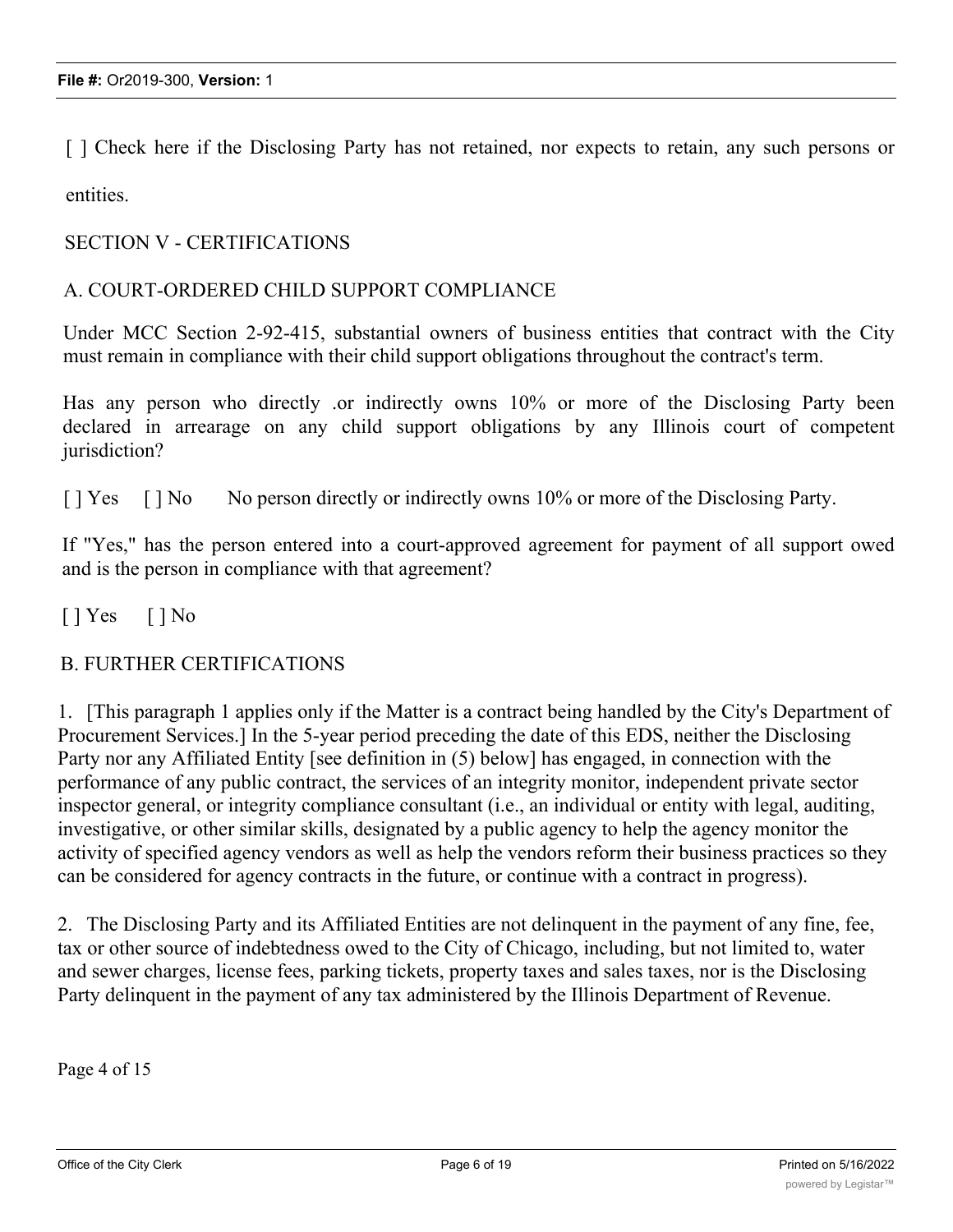[ ] Check here if the Disclosing Party has not retained, nor expects to retain, any such persons or entities.

SECTION V - CERTIFICATIONS

A. COURT-ORDERED CHILD SUPPORT COMPLIANCE

Under MCC Section 2-92-415, substantial owners of business entities that contract with the City must remain in compliance with their child support obligations throughout the contract's term.

Has any person who directly .or indirectly owns 10% or more of the Disclosing Party been declared in arrearage on any child support obligations by any Illinois court of competent jurisdiction?

[ ] Yes [ ] No No person directly or indirectly owns 10% or more of the Disclosing Party.

If "Yes," has the person entered into a court-approved agreement for payment of all support owed and is the person in compliance with that agreement?

[ ] Yes [ ] No

B. FURTHER CERTIFICATIONS

1. [This paragraph 1 applies only if the Matter is a contract being handled by the City's Department of Procurement Services.] In the 5-year period preceding the date of this EDS, neither the Disclosing Party nor any Affiliated Entity [see definition in (5) below] has engaged, in connection with the performance of any public contract, the services of an integrity monitor, independent private sector inspector general, or integrity compliance consultant (i.e., an individual or entity with legal, auditing, investigative, or other similar skills, designated by a public agency to help the agency monitor the activity of specified agency vendors as well as help the vendors reform their business practices so they can be considered for agency contracts in the future, or continue with a contract in progress).

2. The Disclosing Party and its Affiliated Entities are not delinquent in the payment of any fine, fee, tax or other source of indebtedness owed to the City of Chicago, including, but not limited to, water and sewer charges, license fees, parking tickets, property taxes and sales taxes, nor is the Disclosing Party delinquent in the payment of any tax administered by the Illinois Department of Revenue.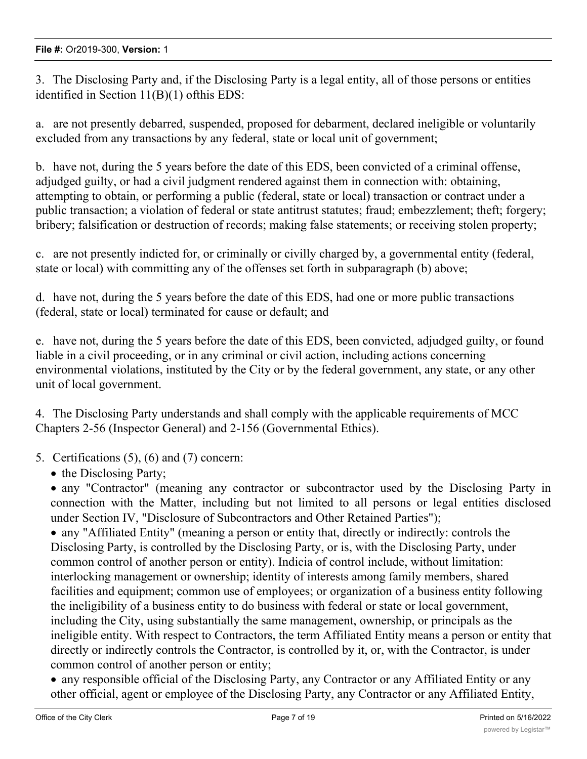3. The Disclosing Party and, if the Disclosing Party is a legal entity, all of those persons or entities identified in Section 11(B)(1) ofthis EDS:

a. are not presently debarred, suspended, proposed for debarment, declared ineligible or voluntarily excluded from any transactions by any federal, state or local unit of government;

b. have not, during the 5 years before the date of this EDS, been convicted of a criminal offense, adjudged guilty, or had a civil judgment rendered against them in connection with: obtaining, attempting to obtain, or performing a public (federal, state or local) transaction or contract under a public transaction; a violation of federal or state antitrust statutes; fraud; embezzlement; theft; forgery; bribery; falsification or destruction of records; making false statements; or receiving stolen property;

c. are not presently indicted for, or criminally or civilly charged by, a governmental entity (federal, state or local) with committing any of the offenses set forth in subparagraph (b) above;

d. have not, during the 5 years before the date of this EDS, had one or more public transactions (federal, state or local) terminated for cause or default; and

e. have not, during the 5 years before the date of this EDS, been convicted, adjudged guilty, or found liable in a civil proceeding, or in any criminal or civil action, including actions concerning environmental violations, instituted by the City or by the federal government, any state, or any other unit of local government.

4. The Disclosing Party understands and shall comply with the applicable requirements of MCC Chapters 2-56 (Inspector General) and 2-156 (Governmental Ethics).

5. Certifications (5), (6) and (7) concern:

- the Disclosing Party;
- any "Contractor" (meaning any contractor or subcontractor used by the Disclosing Party in connection with the Matter, including but not limited to all persons or legal entities disclosed under Section IV, "Disclosure of Subcontractors and Other Retained Parties");
- any "Affiliated Entity" (meaning a person or entity that, directly or indirectly: controls the Disclosing Party, is controlled by the Disclosing Party, or is, with the Disclosing Party, under common control of another person or entity). Indicia of control include, without limitation: interlocking management or ownership; identity of interests among family members, shared facilities and equipment; common use of employees; or organization of a business entity following the ineligibility of a business entity to do business with federal or state or local government, including the City, using substantially the same management, ownership, or principals as the ineligible entity. With respect to Contractors, the term Affiliated Entity means a person or entity that directly or indirectly controls the Contractor, is controlled by it, or, with the Contractor, is under common control of another person or entity;
- any responsible official of the Disclosing Party, any Contractor or any Affiliated Entity or any other official, agent or employee of the Disclosing Party, any Contractor or any Affiliated Entity,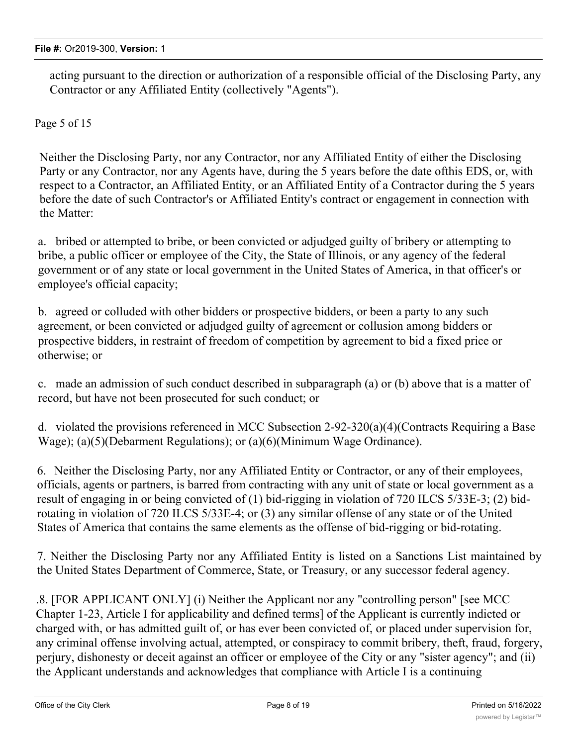acting pursuant to the direction or authorization of a responsible official of the Disclosing Party, any Contractor or any Affiliated Entity (collectively "Agents").

Page 5 of 15

Neither the Disclosing Party, nor any Contractor, nor any Affiliated Entity of either the Disclosing Party or any Contractor, nor any Agents have, during the 5 years before the date ofthis EDS, or, with respect to a Contractor, an Affiliated Entity, or an Affiliated Entity of a Contractor during the 5 years before the date of such Contractor's or Affiliated Entity's contract or engagement in connection with the Matter:

a. bribed or attempted to bribe, or been convicted or adjudged guilty of bribery or attempting to bribe, a public officer or employee of the City, the State of Illinois, or any agency of the federal government or of any state or local government in the United States of America, in that officer's or employee's official capacity;

b. agreed or colluded with other bidders or prospective bidders, or been a party to any such agreement, or been convicted or adjudged guilty of agreement or collusion among bidders or prospective bidders, in restraint of freedom of competition by agreement to bid a fixed price or otherwise; or

c. made an admission of such conduct described in subparagraph (a) or (b) above that is a matter of record, but have not been prosecuted for such conduct; or

d. violated the provisions referenced in MCC Subsection 2-92-320(a)(4)(Contracts Requiring a Base Wage); (a)(5)(Debarment Regulations); or (a)(6)(Minimum Wage Ordinance).

6. Neither the Disclosing Party, nor any Affiliated Entity or Contractor, or any of their employees, officials, agents or partners, is barred from contracting with any unit of state or local government as a result of engaging in or being convicted of (1) bid-rigging in violation of 720 ILCS 5/33E-3; (2) bid-rotating in violation of 720 ILCS 5/33E-4; or (3) any similar offense of any state or of the United States of America that contains the same elements as the offense of bid-rigging or bid-rotating.

7. Neither the Disclosing Party nor any Affiliated Entity is listed on a Sanctions List maintained by the United States Department of Commerce, State, or Treasury, or any successor federal agency.

.8. [FOR APPLICANT ONLY] (i) Neither the Applicant nor any "controlling person" [see MCC Chapter 1-23, Article I for applicability and defined terms] of the Applicant is currently indicted or charged with, or has admitted guilt of, or has ever been convicted of, or placed under supervision for, any criminal offense involving actual, attempted, or conspiracy to commit bribery, theft, fraud, forgery, perjury, dishonesty or deceit against an officer or employee of the City or any "sister agency"; and (ii) the Applicant understands and acknowledges that compliance with Article I is a continuing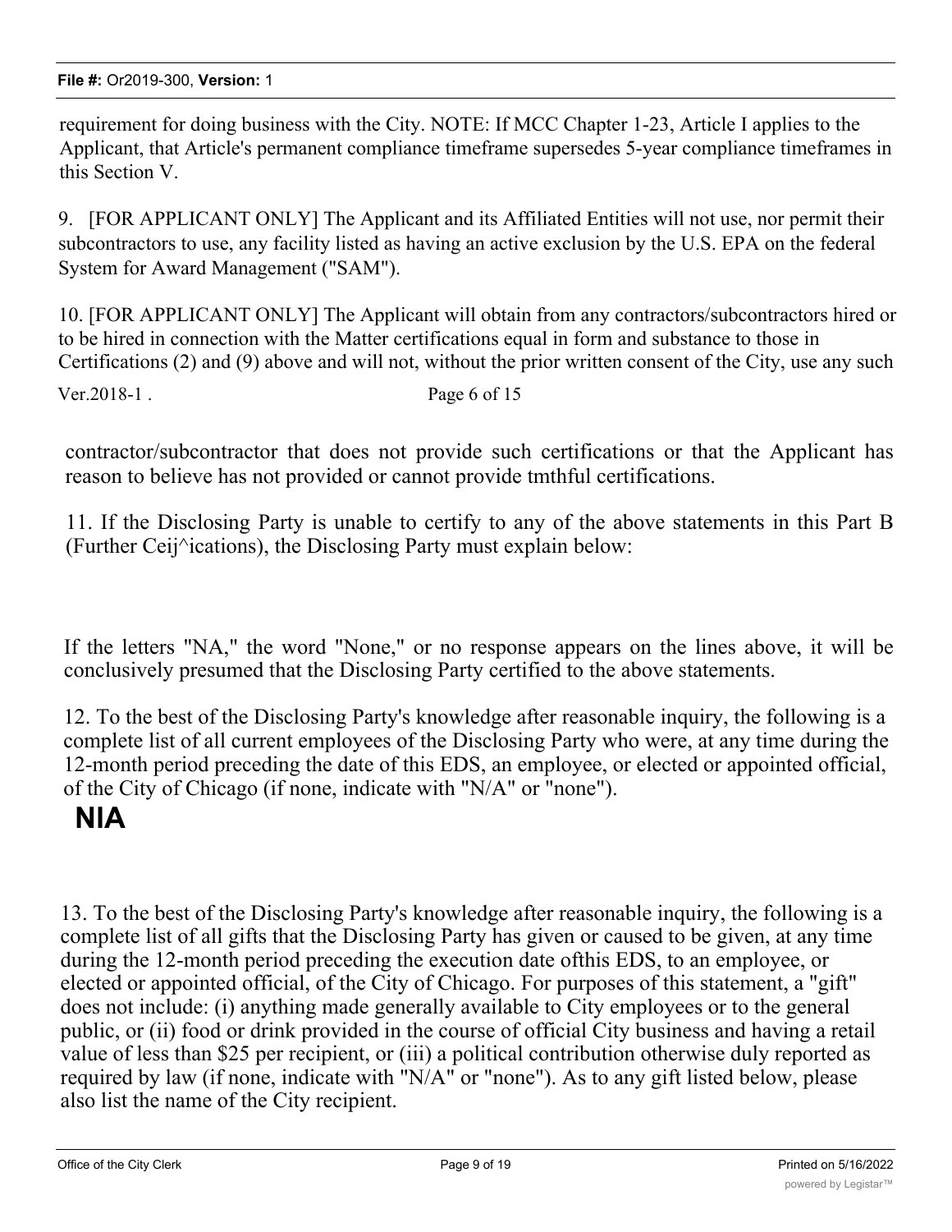requirement for doing business with the City. NOTE: If MCC Chapter 1-23, Article I applies to the Applicant, that Article's permanent compliance timeframe supersedes 5-year compliance timeframes in this Section V.

9. [FOR APPLICANT ONLY] The Applicant and its Affiliated Entities will not use, nor permit their subcontractors to use, any facility listed as having an active exclusion by the U.S. EPA on the federal System for Award Management ("SAM").

10. [FOR APPLICANT ONLY] The Applicant will obtain from any contractors/subcontractors hired or to be hired in connection with the Matter certifications equal in form and substance to those in Certifications (2) and (9) above and will not, without the prior written consent of the City, use any such

Ver.2018-1 . Page 6 of 15

contractor/subcontractor that does not provide such certifications or that the Applicant has reason to believe has not provided or cannot provide tmthful certifications.

11. If the Disclosing Party is unable to certify to any of the above statements in this Part B (Further Ceij^ications), the Disclosing Party must explain below:

If the letters "NA," the word "None," or no response appears on the lines above, it will be conclusively presumed that the Disclosing Party certified to the above statements.

12. To the best of the Disclosing Party's knowledge after reasonable inquiry, the following is a complete list of all current employees of the Disclosing Party who were, at any time during the 12-month period preceding the date of this EDS, an employee, or elected or appointed official, of the City of Chicago (if none, indicate with "N/A" or "none").

**NIA**

13. To the best of the Disclosing Party's knowledge after reasonable inquiry, the following is a complete list of all gifts that the Disclosing Party has given or caused to be given, at any time during the 12-month period preceding the execution date ofthis EDS, to an employee, or elected or appointed official, of the City of Chicago. For purposes of this statement, a "gift" does not include: (i) anything made generally available to City employees or to the general public, or (ii) food or drink provided in the course of official City business and having a retail value of less than $25 per recipient, or (iii) a political contribution otherwise duly reported as required by law (if none, indicate with "N/A" or "none"). As to any gift listed below, please also list the name of the City recipient.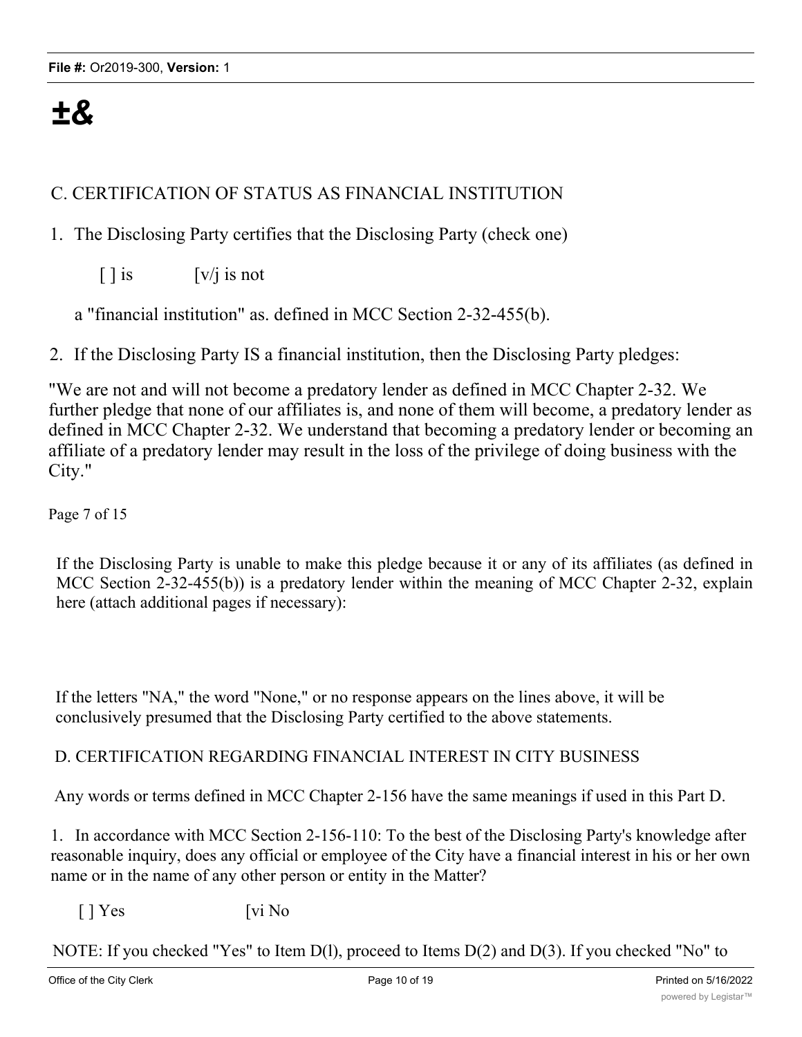**±&**

C. CERTIFICATION OF STATUS AS FINANCIAL INSTITUTION

1. The Disclosing Party certifies that the Disclosing Party (check one)

   [ ] is [v/j is not

   a "financial institution" as. defined in MCC Section 2-32-455(b).

2. If the Disclosing Party IS a financial institution, then the Disclosing Party pledges:

"We are not and will not become a predatory lender as defined in MCC Chapter 2-32. We further pledge that none of our affiliates is, and none of them will become, a predatory lender as defined in MCC Chapter 2-32. We understand that becoming a predatory lender or becoming an affiliate of a predatory lender may result in the loss of the privilege of doing business with the City."

Page 7 of 15

If the Disclosing Party is unable to make this pledge because it or any of its affiliates (as defined in MCC Section 2-32-455(b)) is a predatory lender within the meaning of MCC Chapter 2-32, explain here (attach additional pages if necessary):

If the letters "NA," the word "None," or no response appears on the lines above, it will be conclusively presumed that the Disclosing Party certified to the above statements.

D. CERTIFICATION REGARDING FINANCIAL INTEREST IN CITY BUSINESS

Any words or terms defined in MCC Chapter 2-156 have the same meanings if used in this Part D.

1. In accordance with MCC Section 2-156-110: To the best of the Disclosing Party's knowledge after reasonable inquiry, does any official or employee of the City have a financial interest in his or her own name or in the name of any other person or entity in the Matter?

   [ ] Yes [vi No

NOTE: If you checked "Yes" to Item D(l), proceed to Items D(2) and D(3). If you checked "No" to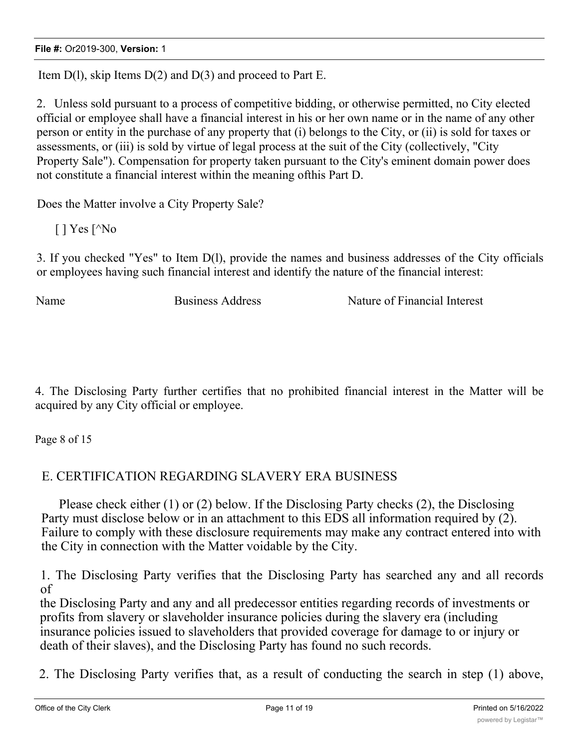Item D(l), skip Items D(2) and D(3) and proceed to Part E.

2. Unless sold pursuant to a process of competitive bidding, or otherwise permitted, no City elected official or employee shall have a financial interest in his or her own name or in the name of any other person or entity in the purchase of any property that (i) belongs to the City, or (ii) is sold for taxes or assessments, or (iii) is sold by virtue of legal process at the suit of the City (collectively, "City Property Sale"). Compensation for property taken pursuant to the City's eminent domain power does not constitute a financial interest within the meaning ofthis Part D.

Does the Matter involve a City Property Sale?

[ ] Yes [^No

3. If you checked "Yes" to Item D(l), provide the names and business addresses of the City officials or employees having such financial interest and identify the nature of the financial interest:

| Name | Business Address | Nature of Financial Interest |
| --- | --- | --- |
| | | |

4. The Disclosing Party further certifies that no prohibited financial interest in the Matter will be acquired by any City official or employee.

Page 8 of 15

## E. CERTIFICATION REGARDING SLAVERY ERA BUSINESS

Please check either (1) or (2) below. If the Disclosing Party checks (2), the Disclosing Party must disclose below or in an attachment to this EDS all information required by (2). Failure to comply with these disclosure requirements may make any contract entered into with the City in connection with the Matter voidable by the City.

1. The Disclosing Party verifies that the Disclosing Party has searched any and all records of
the Disclosing Party and any and all predecessor entities regarding records of investments or profits from slavery or slaveholder insurance policies during the slavery era (including insurance policies issued to slaveholders that provided coverage for damage to or injury or death of their slaves), and the Disclosing Party has found no such records.

2. The Disclosing Party verifies that, as a result of conducting the search in step (1) above,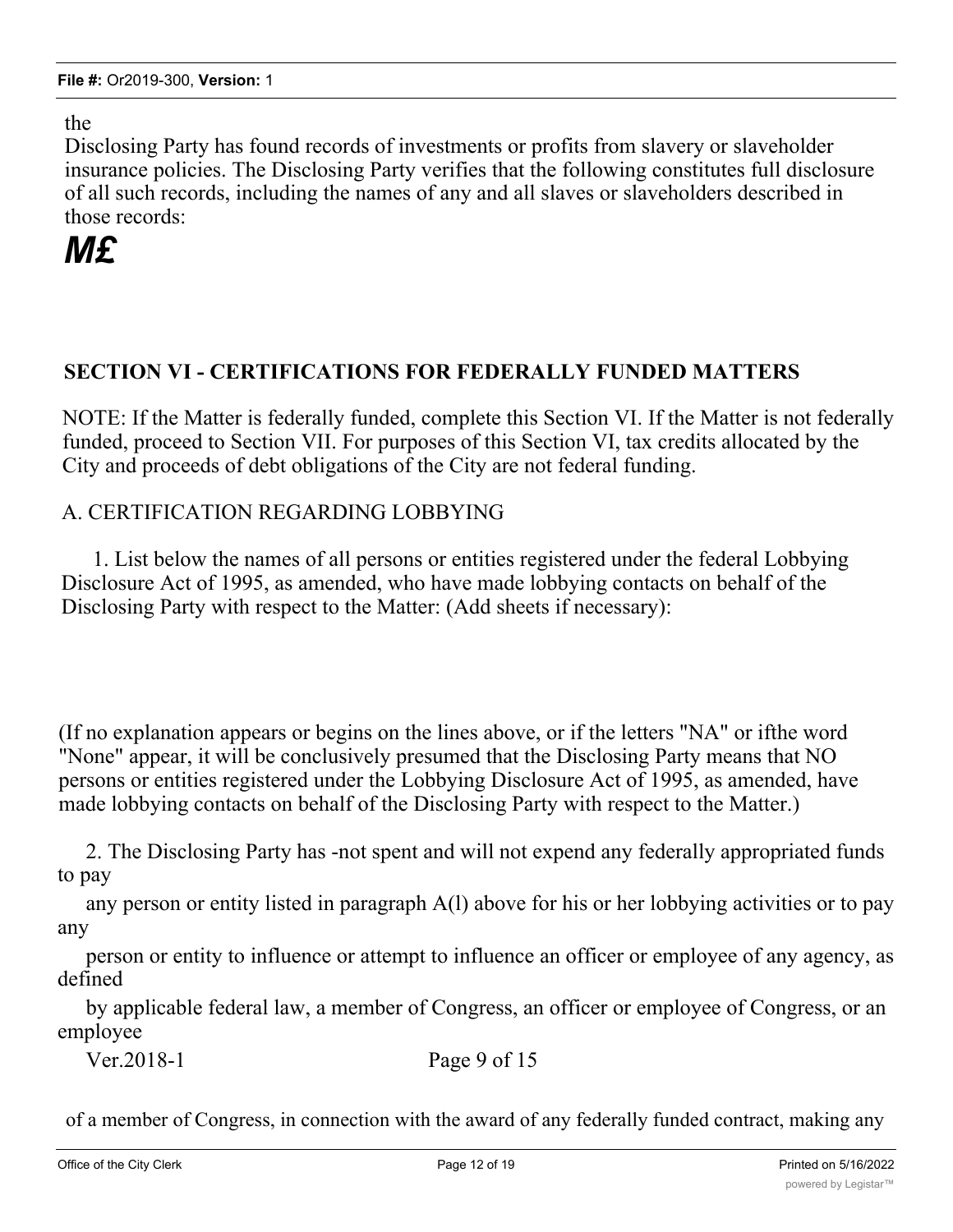the
Disclosing Party has found records of investments or profits from slavery or slaveholder insurance policies. The Disclosing Party verifies that the following constitutes full disclosure of all such records, including the names of any and all slaves or slaveholders described in those records:

***M£***

## SECTION VI - CERTIFICATIONS FOR FEDERALLY FUNDED MATTERS

NOTE: If the Matter is federally funded, complete this Section VI. If the Matter is not federally funded, proceed to Section VII. For purposes of this Section VI, tax credits allocated by the City and proceeds of debt obligations of the City are not federal funding.

A. CERTIFICATION REGARDING LOBBYING

1. List below the names of all persons or entities registered under the federal Lobbying Disclosure Act of 1995, as amended, who have made lobbying contacts on behalf of the Disclosing Party with respect to the Matter: (Add sheets if necessary):

(If no explanation appears or begins on the lines above, or if the letters "NA" or ifthe word "None" appear, it will be conclusively presumed that the Disclosing Party means that NO persons or entities registered under the Lobbying Disclosure Act of 1995, as amended, have made lobbying contacts on behalf of the Disclosing Party with respect to the Matter.)

2. The Disclosing Party has -not spent and will not expend any federally appropriated funds to pay any person or entity listed in paragraph A(l) above for his or her lobbying activities or to pay any person or entity to influence or attempt to influence an officer or employee of any agency, as defined by applicable federal law, a member of Congress, an officer or employee of Congress, or an employee

Ver.2018-1 Page 9 of 15

of a member of Congress, in connection with the award of any federally funded contract, making any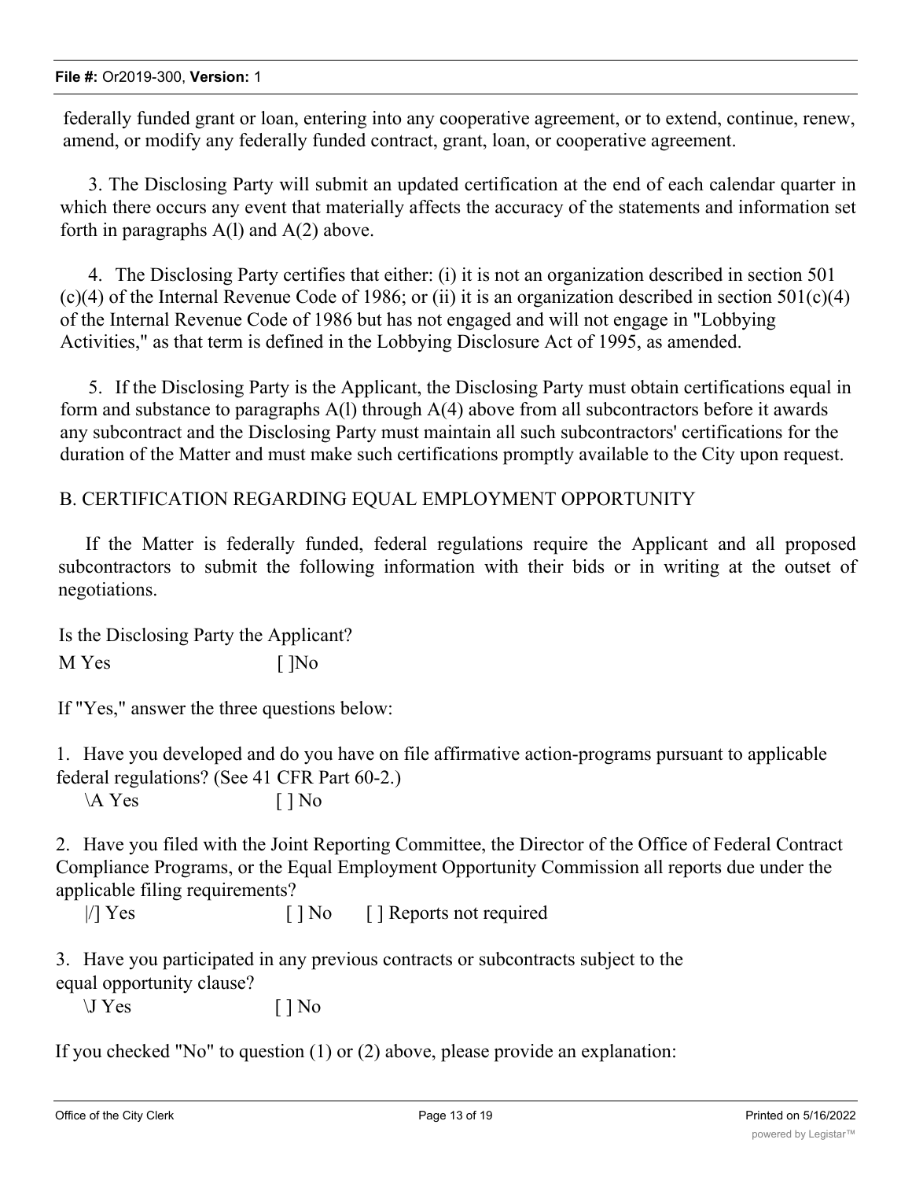federally funded grant or loan, entering into any cooperative agreement, or to extend, continue, renew, amend, or modify any federally funded contract, grant, loan, or cooperative agreement.

3. The Disclosing Party will submit an updated certification at the end of each calendar quarter in which there occurs any event that materially affects the accuracy of the statements and information set forth in paragraphs A(l) and A(2) above.

4. The Disclosing Party certifies that either: (i) it is not an organization described in section 501 (c)(4) of the Internal Revenue Code of 1986; or (ii) it is an organization described in section 501(c)(4) of the Internal Revenue Code of 1986 but has not engaged and will not engage in "Lobbying Activities," as that term is defined in the Lobbying Disclosure Act of 1995, as amended.

5. If the Disclosing Party is the Applicant, the Disclosing Party must obtain certifications equal in form and substance to paragraphs A(l) through A(4) above from all subcontractors before it awards any subcontract and the Disclosing Party must maintain all such subcontractors' certifications for the duration of the Matter and must make such certifications promptly available to the City upon request.

B. CERTIFICATION REGARDING EQUAL EMPLOYMENT OPPORTUNITY

If the Matter is federally funded, federal regulations require the Applicant and all proposed subcontractors to submit the following information with their bids or in writing at the outset of negotiations.

Is the Disclosing Party the Applicant?

M Yes [ ]No

If "Yes," answer the three questions below:

1. Have you developed and do you have on file affirmative action-programs pursuant to applicable federal regulations? (See 41 CFR Part 60-2.)

\A Yes [ ] No

2. Have you filed with the Joint Reporting Committee, the Director of the Office of Federal Contract Compliance Programs, or the Equal Employment Opportunity Commission all reports due under the applicable filing requirements?

|/] Yes [ ] No [ ] Reports not required

3. Have you participated in any previous contracts or subcontracts subject to the equal opportunity clause?

\J Yes [ ] No

If you checked "No" to question (1) or (2) above, please provide an explanation: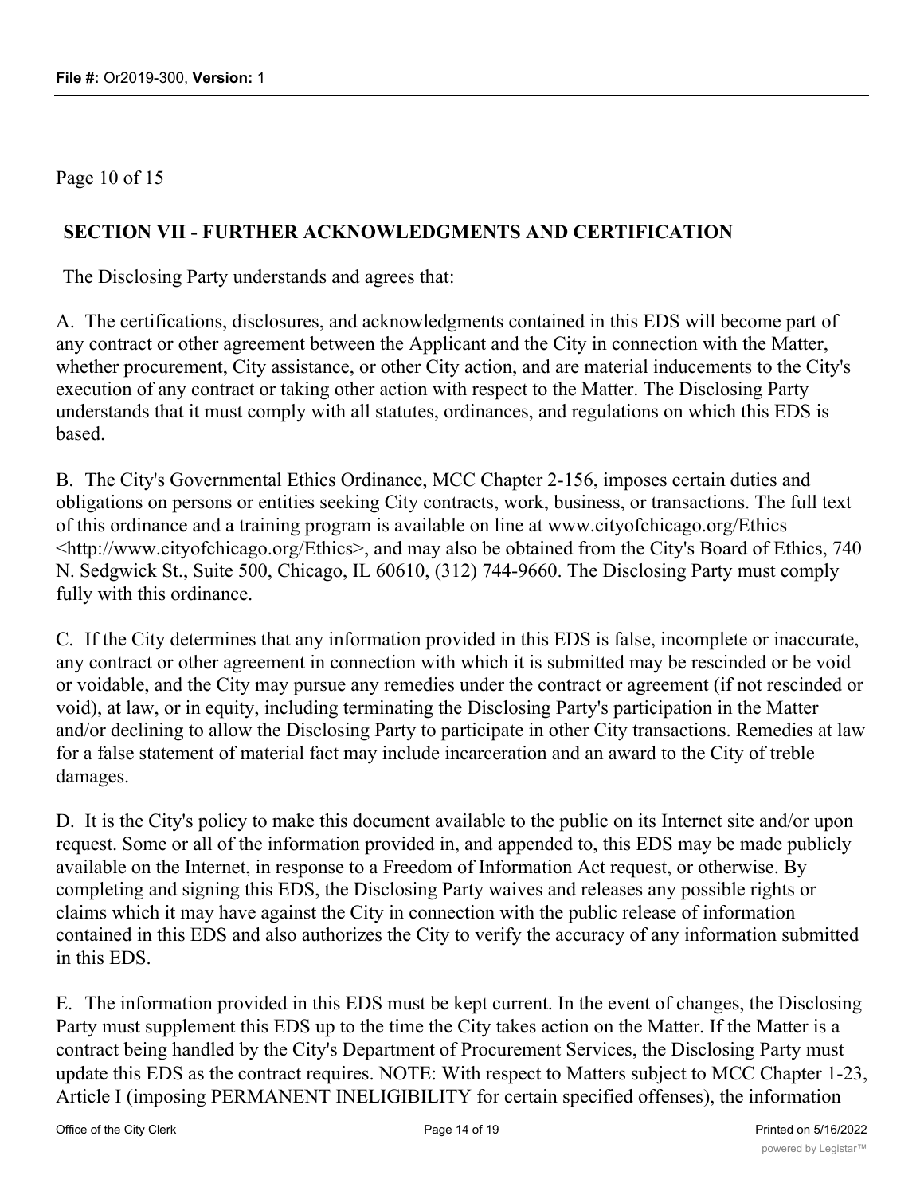Page 10 of 15

## SECTION VII - FURTHER ACKNOWLEDGMENTS AND CERTIFICATION

The Disclosing Party understands and agrees that:

A. The certifications, disclosures, and acknowledgments contained in this EDS will become part of any contract or other agreement between the Applicant and the City in connection with the Matter, whether procurement, City assistance, or other City action, and are material inducements to the City's execution of any contract or taking other action with respect to the Matter. The Disclosing Party understands that it must comply with all statutes, ordinances, and regulations on which this EDS is based.

B. The City's Governmental Ethics Ordinance, MCC Chapter 2-156, imposes certain duties and obligations on persons or entities seeking City contracts, work, business, or transactions. The full text of this ordinance and a training program is available on line at www.cityofchicago.org/Ethics <http://www.cityofchicago.org/Ethics>, and may also be obtained from the City's Board of Ethics, 740 N. Sedgwick St., Suite 500, Chicago, IL 60610, (312) 744-9660. The Disclosing Party must comply fully with this ordinance.

C. If the City determines that any information provided in this EDS is false, incomplete or inaccurate, any contract or other agreement in connection with which it is submitted may be rescinded or be void or voidable, and the City may pursue any remedies under the contract or agreement (if not rescinded or void), at law, or in equity, including terminating the Disclosing Party's participation in the Matter and/or declining to allow the Disclosing Party to participate in other City transactions. Remedies at law for a false statement of material fact may include incarceration and an award to the City of treble damages.

D. It is the City's policy to make this document available to the public on its Internet site and/or upon request. Some or all of the information provided in, and appended to, this EDS may be made publicly available on the Internet, in response to a Freedom of Information Act request, or otherwise. By completing and signing this EDS, the Disclosing Party waives and releases any possible rights or claims which it may have against the City in connection with the public release of information contained in this EDS and also authorizes the City to verify the accuracy of any information submitted in this EDS.

E. The information provided in this EDS must be kept current. In the event of changes, the Disclosing Party must supplement this EDS up to the time the City takes action on the Matter. If the Matter is a contract being handled by the City's Department of Procurement Services, the Disclosing Party must update this EDS as the contract requires. NOTE: With respect to Matters subject to MCC Chapter 1-23, Article I (imposing PERMANENT INELIGIBILITY for certain specified offenses), the information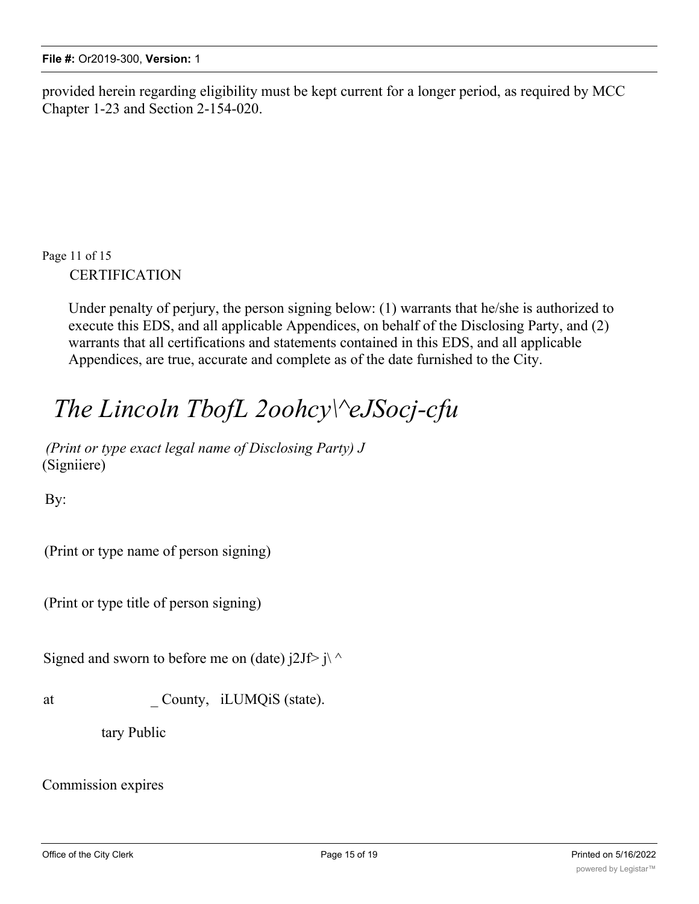provided herein regarding eligibility must be kept current for a longer period, as required by MCC Chapter 1-23 and Section 2-154-020.

Page 11 of 15

CERTIFICATION

Under penalty of perjury, the person signing below: (1) warrants that he/she is authorized to execute this EDS, and all applicable Appendices, on behalf of the Disclosing Party, and (2) warrants that all certifications and statements contained in this EDS, and all applicable Appendices, are true, accurate and complete as of the date furnished to the City.

*The Lincoln TbofL 2oohcy\^eJSocj-cfu*

*(Print or type exact legal name of Disclosing Party) J*
(Signiiere)

By:

(Print or type name of person signing)

(Print or type title of person signing)

Signed and sworn to before me on (date) j2Jf> j\ ^

at _ County, iLUMQiS (state).

tary Public

Commission expires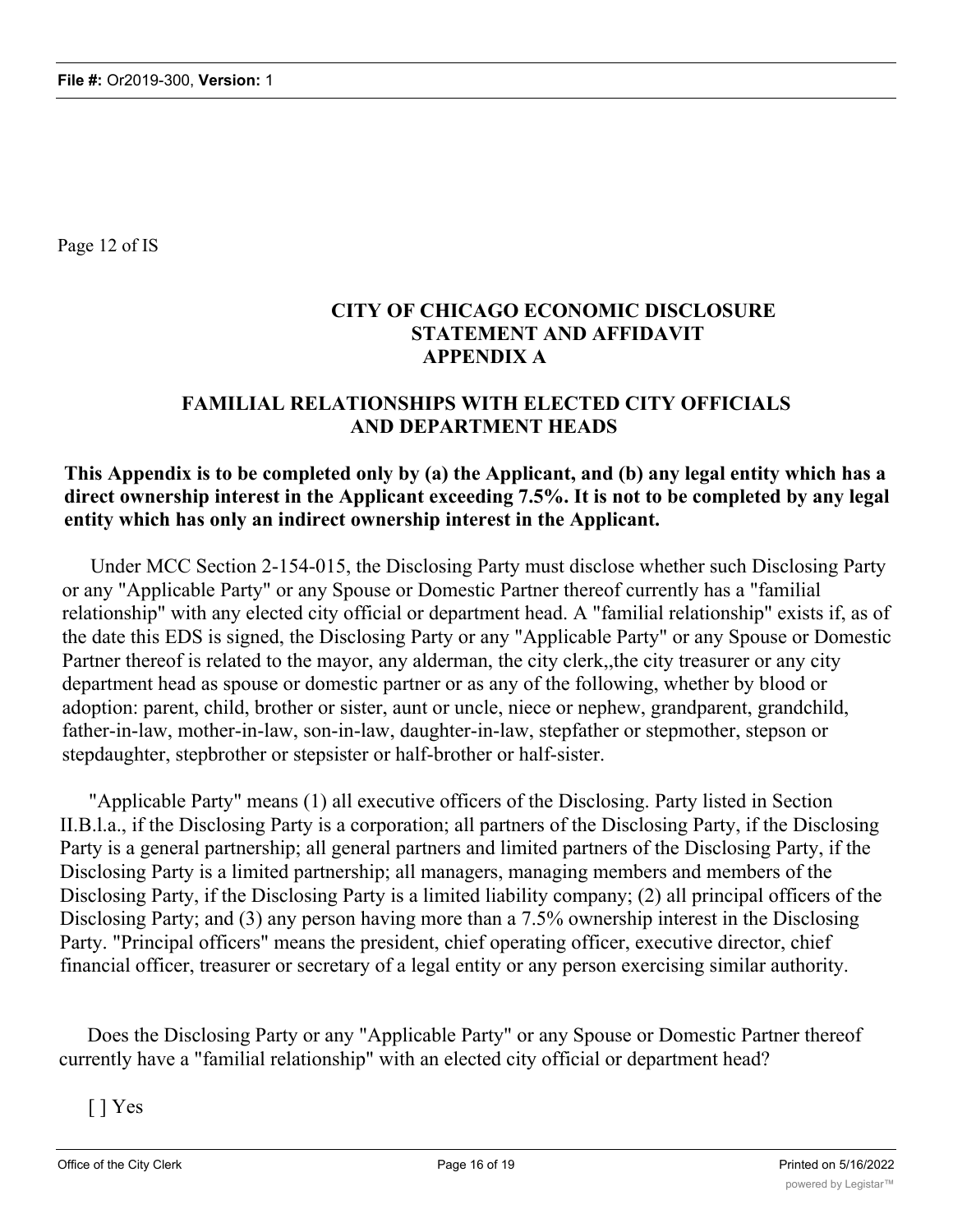Page 12 of IS

# CITY OF CHICAGO ECONOMIC DISCLOSURE STATEMENT AND AFFIDAVIT APPENDIX A

## FAMILIAL RELATIONSHIPS WITH ELECTED CITY OFFICIALS AND DEPARTMENT HEADS

**This Appendix is to be completed only by (a) the Applicant, and (b) any legal entity which has a direct ownership interest in the Applicant exceeding 7.5%. It is not to be completed by any legal entity which has only an indirect ownership interest in the Applicant.**

Under MCC Section 2-154-015, the Disclosing Party must disclose whether such Disclosing Party or any "Applicable Party" or any Spouse or Domestic Partner thereof currently has a "familial relationship" with any elected city official or department head. A "familial relationship" exists if, as of the date this EDS is signed, the Disclosing Party or any "Applicable Party" or any Spouse or Domestic Partner thereof is related to the mayor, any alderman, the city clerk,,the city treasurer or any city department head as spouse or domestic partner or as any of the following, whether by blood or adoption: parent, child, brother or sister, aunt or uncle, niece or nephew, grandparent, grandchild, father-in-law, mother-in-law, son-in-law, daughter-in-law, stepfather or stepmother, stepson or stepdaughter, stepbrother or stepsister or half-brother or half-sister.

"Applicable Party" means (1) all executive officers of the Disclosing. Party listed in Section II.B.l.a., if the Disclosing Party is a corporation; all partners of the Disclosing Party, if the Disclosing Party is a general partnership; all general partners and limited partners of the Disclosing Party, if the Disclosing Party is a limited partnership; all managers, managing members and members of the Disclosing Party, if the Disclosing Party is a limited liability company; (2) all principal officers of the Disclosing Party; and (3) any person having more than a 7.5% ownership interest in the Disclosing Party. "Principal officers" means the president, chief operating officer, executive director, chief financial officer, treasurer or secretary of a legal entity or any person exercising similar authority.

Does the Disclosing Party or any "Applicable Party" or any Spouse or Domestic Partner thereof currently have a "familial relationship" with an elected city official or department head?

[ ] Yes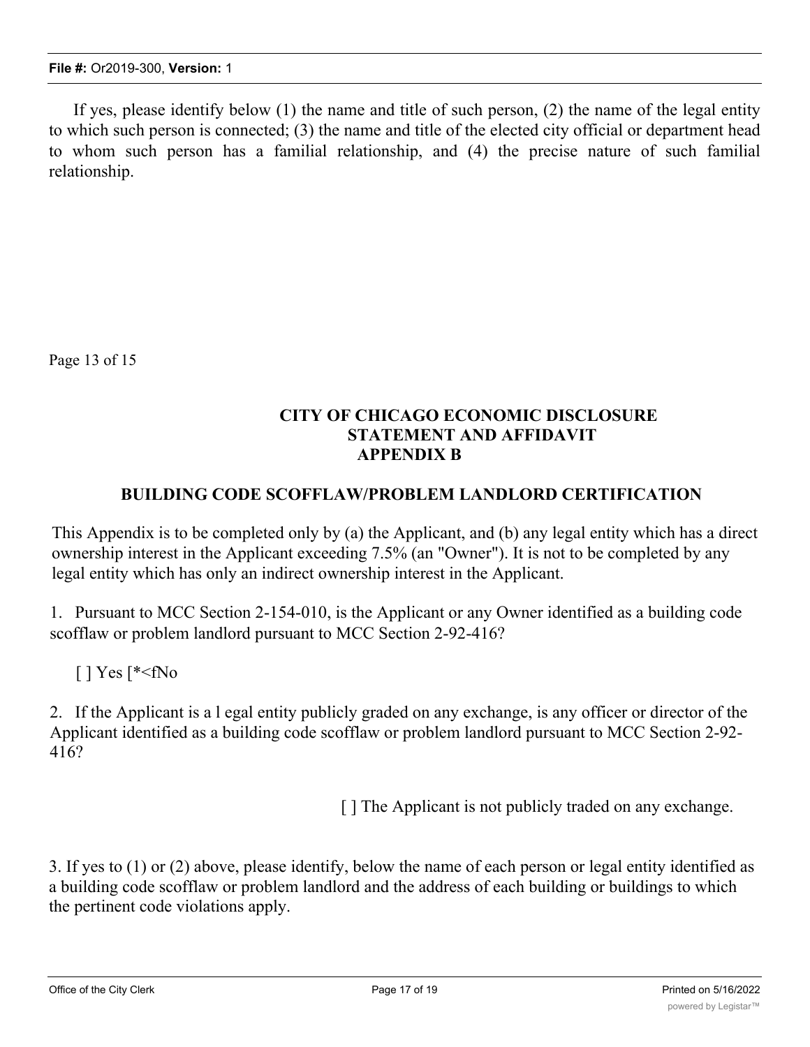If yes, please identify below (1) the name and title of such person, (2) the name of the legal entity to which such person is connected; (3) the name and title of the elected city official or department head to whom such person has a familial relationship, and (4) the precise nature of such familial relationship.

Page 13 of 15

**CITY OF CHICAGO ECONOMIC DISCLOSURE STATEMENT AND AFFIDAVIT APPENDIX B**

**BUILDING CODE SCOFFLAW/PROBLEM LANDLORD CERTIFICATION**

This Appendix is to be completed only by (a) the Applicant, and (b) any legal entity which has a direct ownership interest in the Applicant exceeding 7.5% (an "Owner"). It is not to be completed by any legal entity which has only an indirect ownership interest in the Applicant.

1. Pursuant to MCC Section 2-154-010, is the Applicant or any Owner identified as a building code scofflaw or problem landlord pursuant to MCC Section 2-92-416?

[ ] Yes [*<fNo

2. If the Applicant is a l egal entity publicly graded on any exchange, is any officer or director of the Applicant identified as a building code scofflaw or problem landlord pursuant to MCC Section 2-92-416?

[ ] The Applicant is not publicly traded on any exchange.

3. If yes to (1) or (2) above, please identify, below the name of each person or legal entity identified as a building code scofflaw or problem landlord and the address of each building or buildings to which the pertinent code violations apply.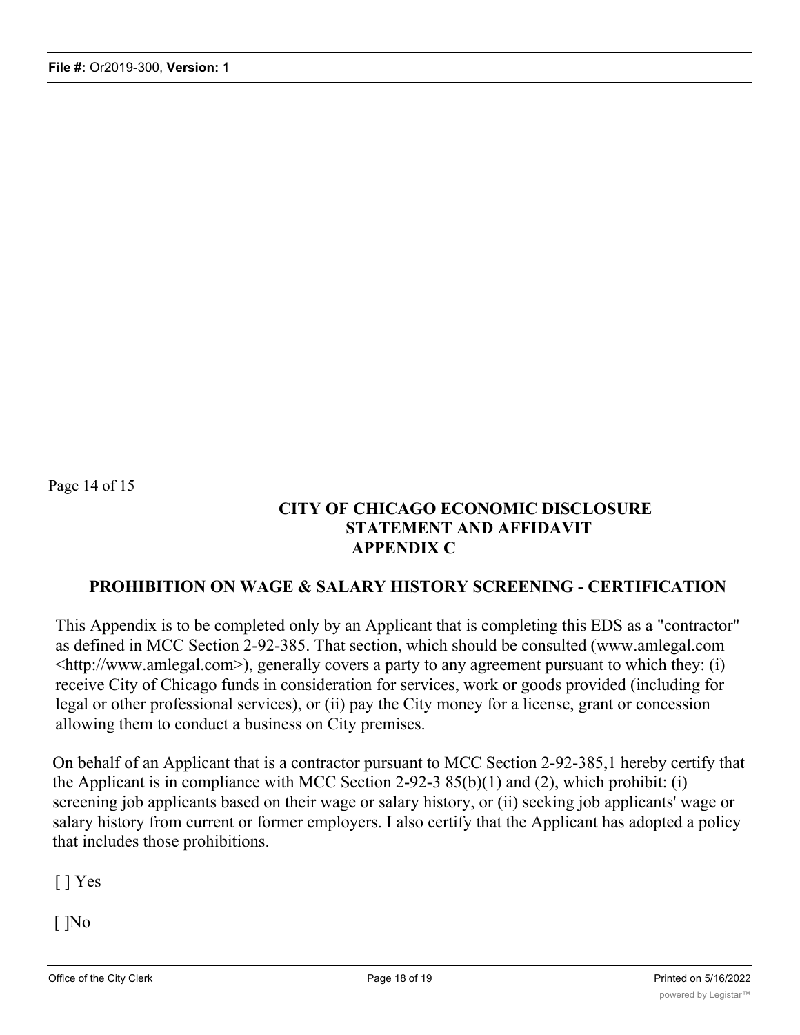Page 14 of 15

**CITY OF CHICAGO ECONOMIC DISCLOSURE STATEMENT AND AFFIDAVIT APPENDIX C**

## PROHIBITION ON WAGE & SALARY HISTORY SCREENING - CERTIFICATION

This Appendix is to be completed only by an Applicant that is completing this EDS as a "contractor" as defined in MCC Section 2-92-385. That section, which should be consulted (www.amlegal.com <http://www.amlegal.com>), generally covers a party to any agreement pursuant to which they: (i) receive City of Chicago funds in consideration for services, work or goods provided (including for legal or other professional services), or (ii) pay the City money for a license, grant or concession allowing them to conduct a business on City premises.

On behalf of an Applicant that is a contractor pursuant to MCC Section 2-92-385,1 hereby certify that the Applicant is in compliance with MCC Section 2-92-3 85(b)(1) and (2), which prohibit: (i) screening job applicants based on their wage or salary history, or (ii) seeking job applicants' wage or salary history from current or former employers. I also certify that the Applicant has adopted a policy that includes those prohibitions.

[ ] Yes

[ ]No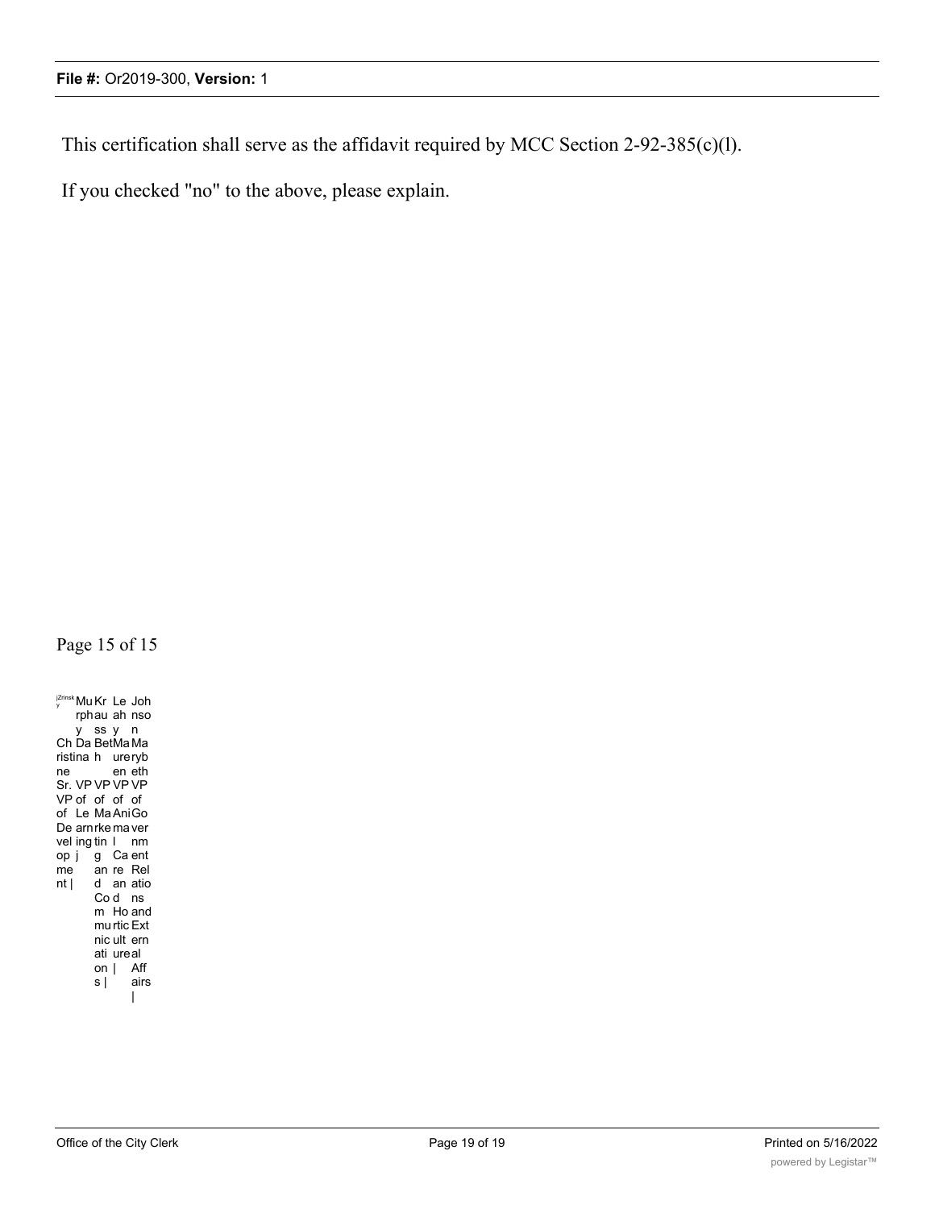This certification shall serve as the affidavit required by MCC Section 2-92-385(c)(l).

If you checked "no" to the above, please explain.

| | | | | |
|---|---|---|---|---|
| jZrinsky | Murphy | Krauss | Leahy | Johnson |
| Christinane | Dah | Beth | Maureen | Marybeth |
| Sr. VP of Development \| | VP of Learning \| | VP of Marketing and Communications \| | VP of Animal Care and Horticulture \| | VP of Government Relations and External Affairs \| |